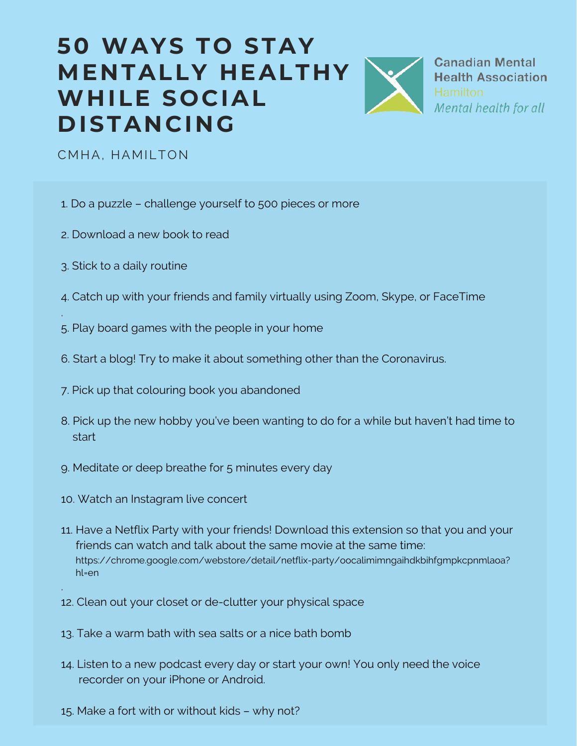# 50 WAYS TO STAY MENTALLY HEALTHY WHILE SOCIAL DISTANCING

Canadian Mental Health Association
Hamilton
*Mental health for all*

CMHA, HAMILTON

1. Do a puzzle – challenge yourself to 500 pieces or more
2. Download a new book to read
3. Stick to a daily routine
4. Catch up with your friends and family virtually using Zoom, Skype, or FaceTime
5. Play board games with the people in your home
6. Start a blog! Try to make it about something other than the Coronavirus.
7. Pick up that colouring book you abandoned
8. Pick up the new hobby you've been wanting to do for a while but haven't had time to start
9. Meditate or deep breathe for 5 minutes every day
10. Watch an Instagram live concert
11. Have a Netflix Party with your friends! Download this extension so that you and your friends can watch and talk about the same movie at the same time: https://chrome.google.com/webstore/detail/netflix-party/oocalimimngaihdkbihfgmpkcpnmlaoa?hl=en
12. Clean out your closet or de-clutter your physical space
13. Take a warm bath with sea salts or a nice bath bomb
14. Listen to a new podcast every day or start your own! You only need the voice recorder on your iPhone or Android.
15. Make a fort with or without kids – why not?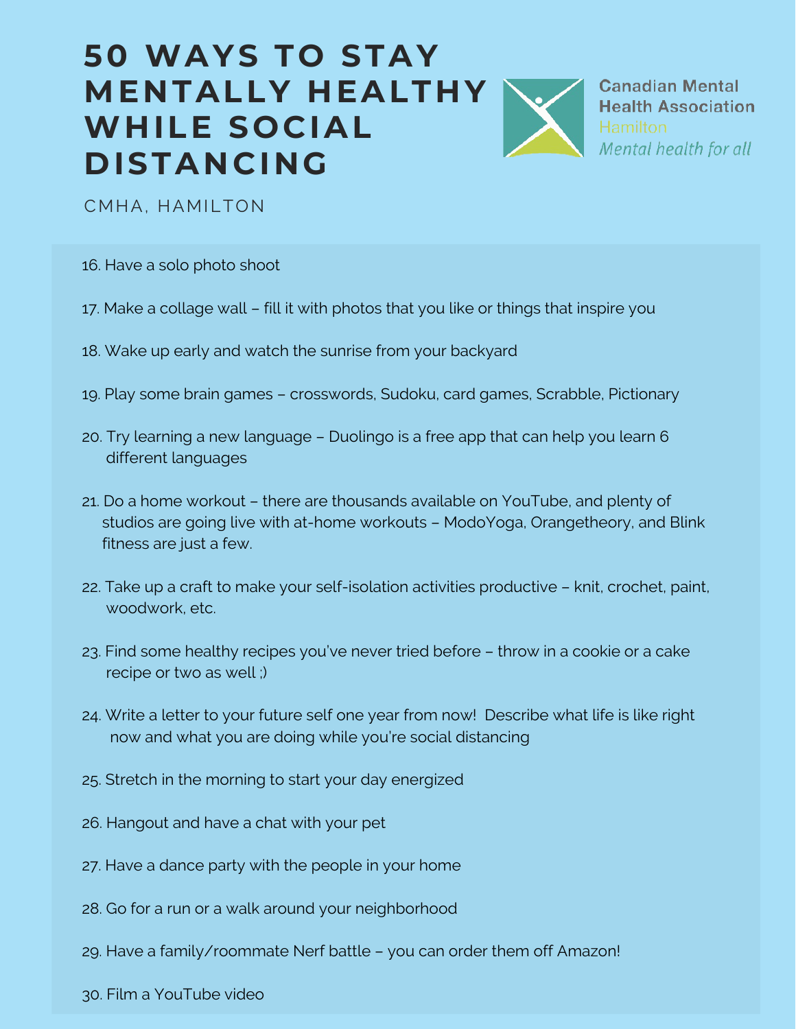# 50 WAYS TO STAY MENTALLY HEALTHY WHILE SOCIAL DISTANCING

Canadian Mental Health Association
Hamilton
*Mental health for all*

CMHA, HAMILTON

16. Have a solo photo shoot
17. Make a collage wall – fill it with photos that you like or things that inspire you
18. Wake up early and watch the sunrise from your backyard
19. Play some brain games – crosswords, Sudoku, card games, Scrabble, Pictionary
20. Try learning a new language – Duolingo is a free app that can help you learn 6 different languages
21. Do a home workout – there are thousands available on YouTube, and plenty of studios are going live with at-home workouts – ModoYoga, Orangetheory, and Blink fitness are just a few.
22. Take up a craft to make your self-isolation activities productive – knit, crochet, paint, woodwork, etc.
23. Find some healthy recipes you've never tried before – throw in a cookie or a cake recipe or two as well ;)
24. Write a letter to your future self one year from now! Describe what life is like right now and what you are doing while you're social distancing
25. Stretch in the morning to start your day energized
26. Hangout and have a chat with your pet
27. Have a dance party with the people in your home
28. Go for a run or a walk around your neighborhood
29. Have a family/roommate Nerf battle – you can order them off Amazon!
30. Film a YouTube video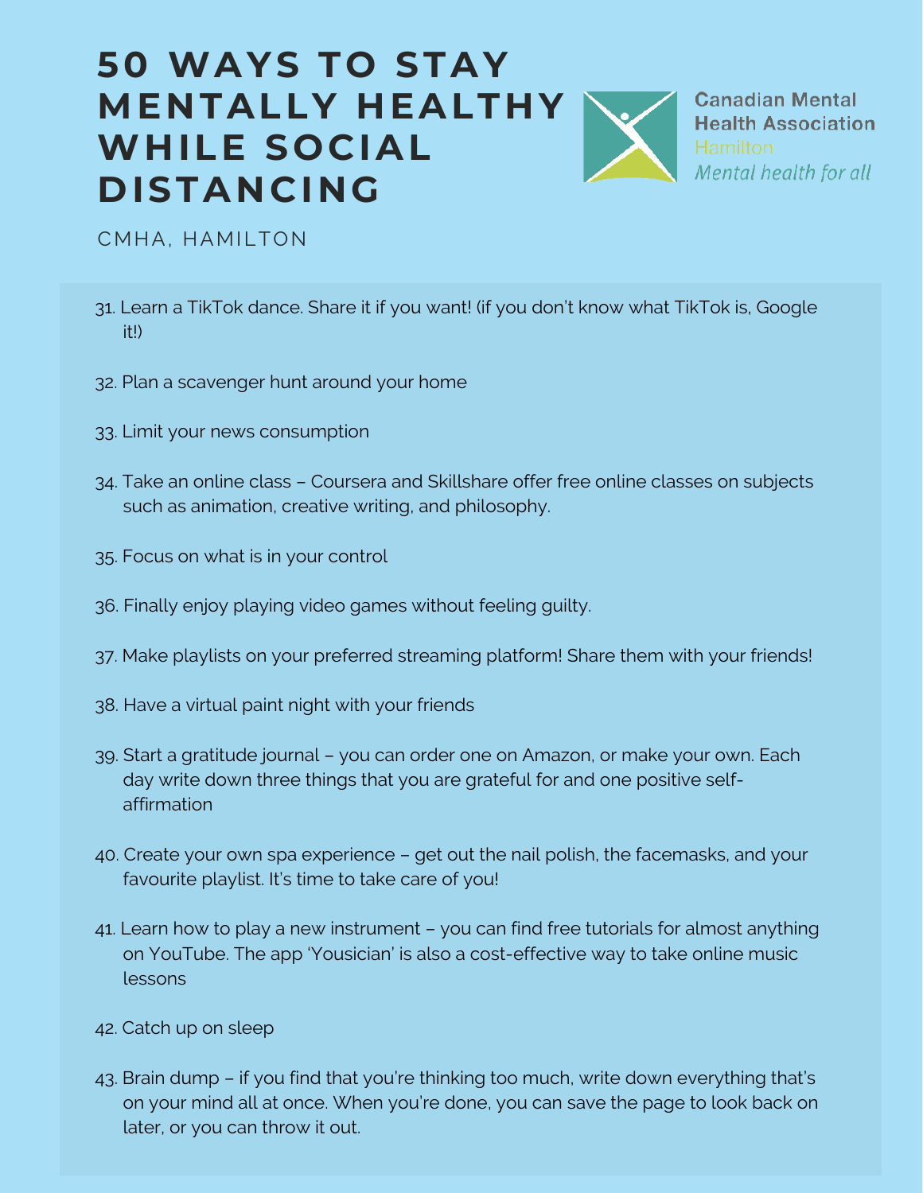# 50 WAYS TO STAY MENTALLY HEALTHY WHILE SOCIAL DISTANCING

Canadian Mental Health Association
Hamilton
*Mental health for all*

CMHA, HAMILTON

31. Learn a TikTok dance. Share it if you want! (if you don't know what TikTok is, Google it!)

32. Plan a scavenger hunt around your home

33. Limit your news consumption

34. Take an online class – Coursera and Skillshare offer free online classes on subjects such as animation, creative writing, and philosophy.

35. Focus on what is in your control

36. Finally enjoy playing video games without feeling guilty.

37. Make playlists on your preferred streaming platform! Share them with your friends!

38. Have a virtual paint night with your friends

39. Start a gratitude journal – you can order one on Amazon, or make your own. Each day write down three things that you are grateful for and one positive self-affirmation

40. Create your own spa experience – get out the nail polish, the facemasks, and your favourite playlist. It's time to take care of you!

41. Learn how to play a new instrument – you can find free tutorials for almost anything on YouTube. The app 'Yousician' is also a cost-effective way to take online music lessons

42. Catch up on sleep

43. Brain dump – if you find that you're thinking too much, write down everything that's on your mind all at once. When you're done, you can save the page to look back on later, or you can throw it out.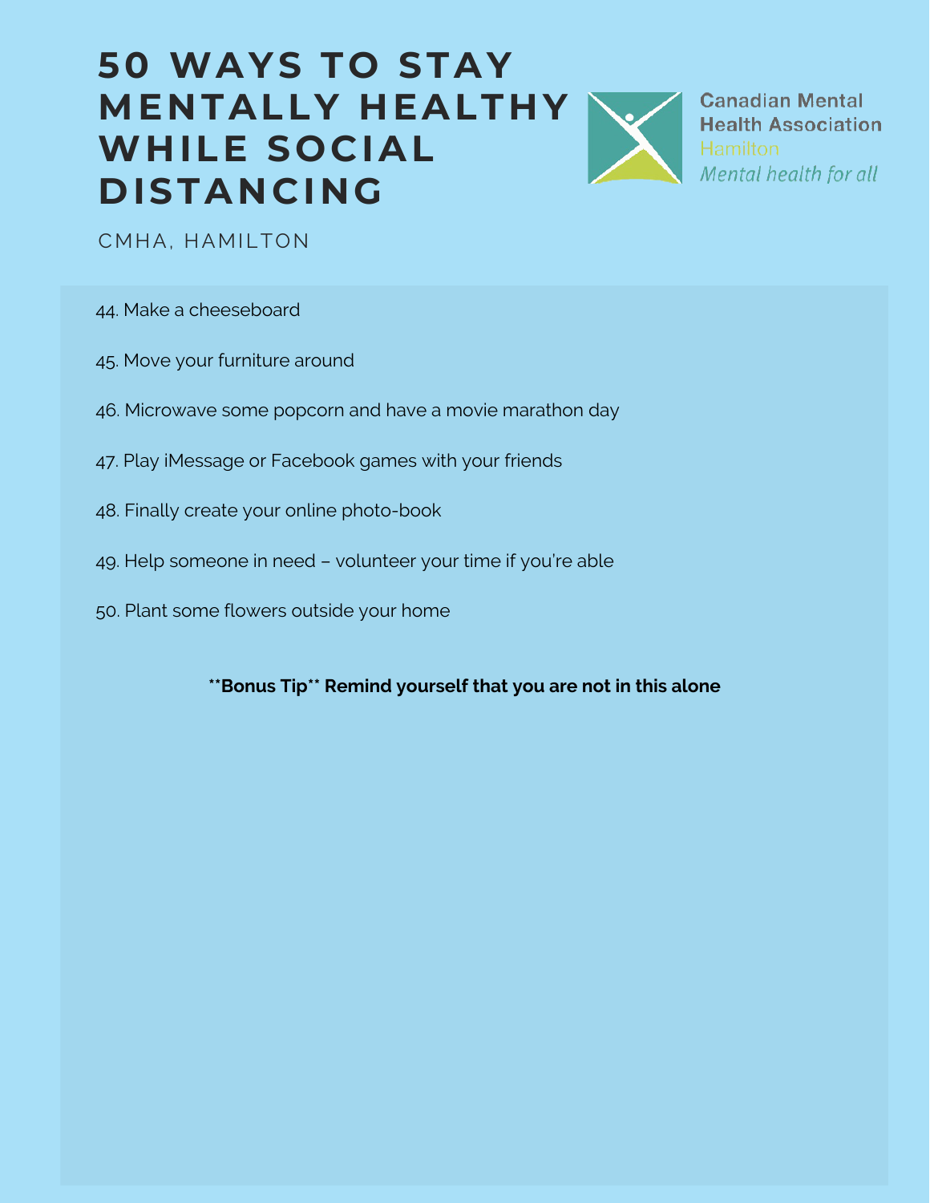# 50 WAYS TO STAY MENTALLY HEALTHY WHILE SOCIAL DISTANCING

Canadian Mental Health Association
Hamilton
*Mental health for all*

CMHA, HAMILTON

44. Make a cheeseboard

45. Move your furniture around

46. Microwave some popcorn and have a movie marathon day

47. Play iMessage or Facebook games with your friends

48. Finally create your online photo-book

49. Help someone in need – volunteer your time if you're able

50. Plant some flowers outside your home

**\*\*Bonus Tip\*\* Remind yourself that you are not in this alone**